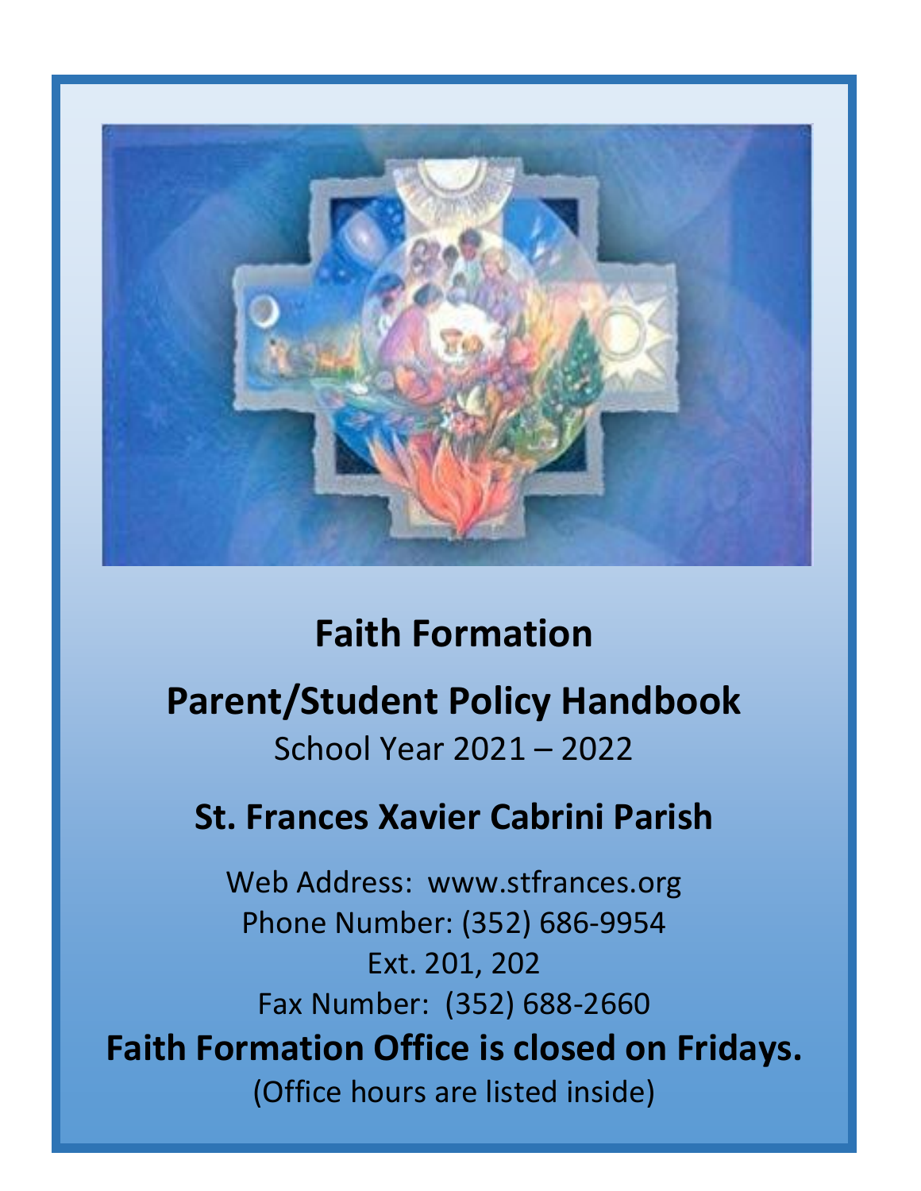# Faith Formation

# Parent/Student Policy Handbook

School Year 2021 – 2022

## St. Frances Xavier Cabrini Parish

Web Address: www.stfrances.org
Phone Number: (352) 686-9954
Ext. 201, 202
Fax Number: (352) 688-2660

**Faith Formation Office is closed on Fridays.**

(Office hours are listed inside)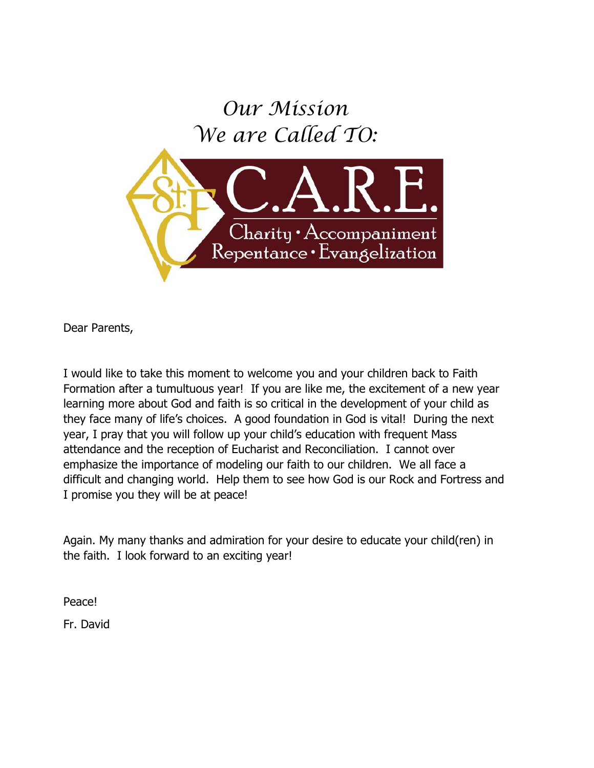# *Our Mission*
# *We are Called TO:*

**C.A.R.E.**

Charity • Accompaniment
Repentance • Evangelization

Dear Parents,

I would like to take this moment to welcome you and your children back to Faith Formation after a tumultuous year! If you are like me, the excitement of a new year learning more about God and faith is so critical in the development of your child as they face many of life's choices. A good foundation in God is vital! During the next year, I pray that you will follow up your child's education with frequent Mass attendance and the reception of Eucharist and Reconciliation. I cannot over emphasize the importance of modeling our faith to our children. We all face a difficult and changing world. Help them to see how God is our Rock and Fortress and I promise you they will be at peace!

Again. My many thanks and admiration for your desire to educate your child(ren) in the faith. I look forward to an exciting year!

Peace!

Fr. David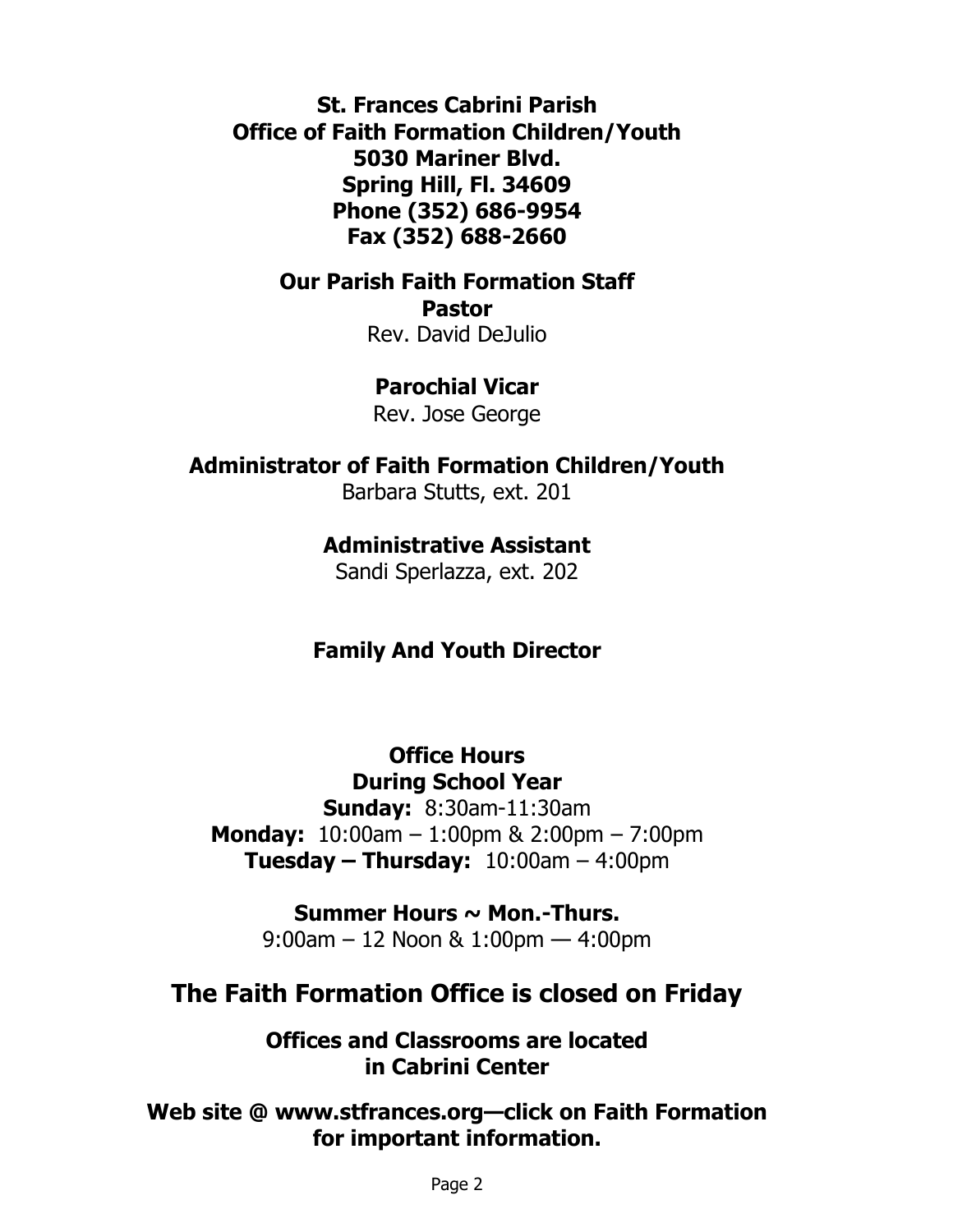**St. Frances Cabrini Parish**
**Office of Faith Formation Children/Youth**
**5030 Mariner Blvd.**
**Spring Hill, Fl. 34609**
**Phone (352) 686-9954**
**Fax (352) 688-2660**

## Our Parish Faith Formation Staff

**Pastor**
Rev. David DeJulio

**Parochial Vicar**
Rev. Jose George

**Administrator of Faith Formation Children/Youth**
Barbara Stutts, ext. 201

**Administrative Assistant**
Sandi Sperlazza, ext. 202

**Family And Youth Director**

## Office Hours

**During School Year**

**Sunday:** 8:30am-11:30am
**Monday:** 10:00am – 1:00pm & 2:00pm – 7:00pm
**Tuesday – Thursday:** 10:00am – 4:00pm

**Summer Hours ~ Mon.-Thurs.**
9:00am – 12 Noon & 1:00pm — 4:00pm

## The Faith Formation Office is closed on Friday

**Offices and Classrooms are located in Cabrini Center**

**Web site @ www.stfrances.org—click on Faith Formation for important information.**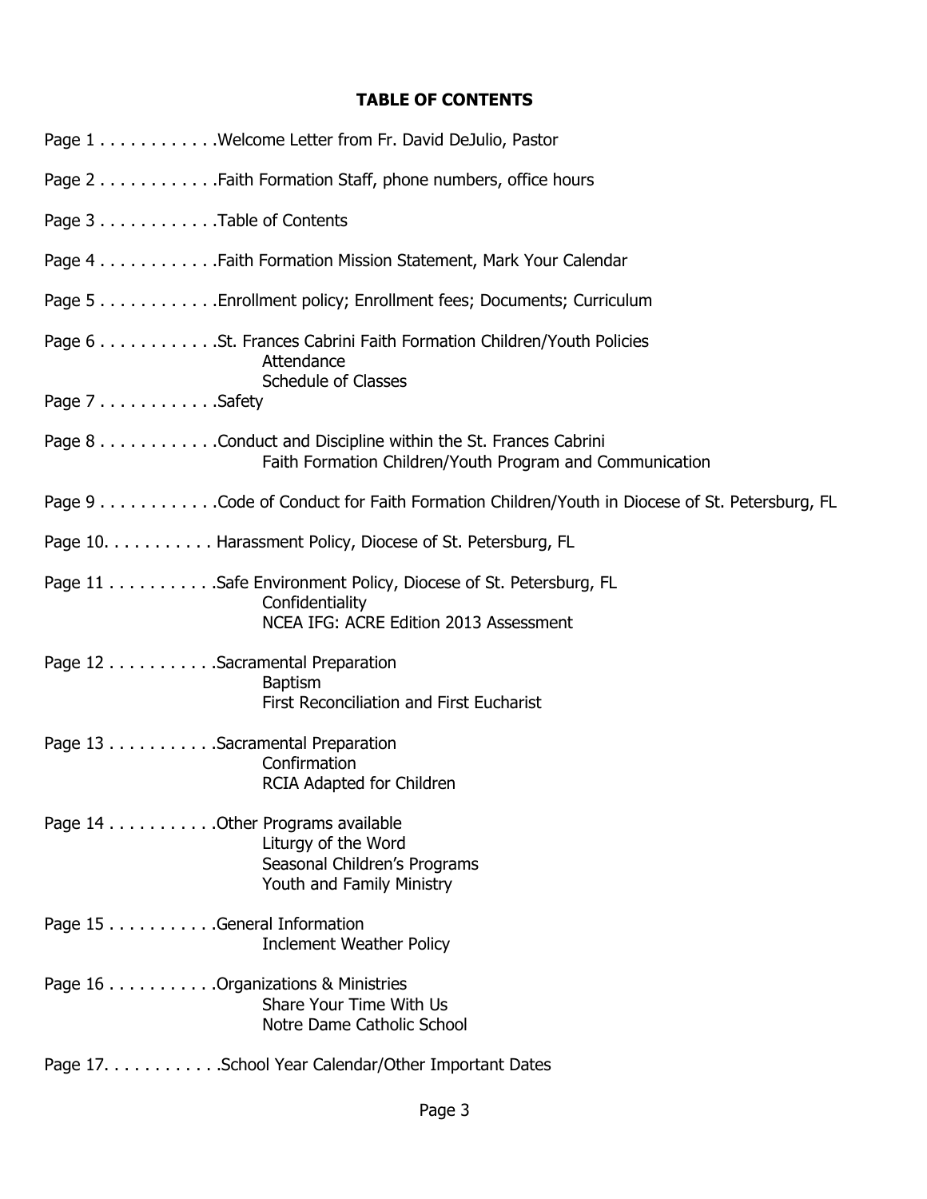## TABLE OF CONTENTS

Page 1 . . . . . . . . . . . .Welcome Letter from Fr. David DeJulio, Pastor

Page 2 . . . . . . . . . . . .Faith Formation Staff, phone numbers, office hours

Page 3 . . . . . . . . . . . .Table of Contents

Page 4 . . . . . . . . . . . .Faith Formation Mission Statement, Mark Your Calendar

Page 5 . . . . . . . . . . . .Enrollment policy; Enrollment fees; Documents; Curriculum

Page 6 . . . . . . . . . . . .St. Frances Cabrini Faith Formation Children/Youth Policies
- Attendance
- Schedule of Classes

Page 7 . . . . . . . . . . . .Safety

Page 8 . . . . . . . . . . . .Conduct and Discipline within the St. Frances Cabrini Faith Formation Children/Youth Program and Communication

Page 9 . . . . . . . . . . . .Code of Conduct for Faith Formation Children/Youth in Diocese of St. Petersburg, FL

Page 10. . . . . . . . . . . Harassment Policy, Diocese of St. Petersburg, FL

Page 11 . . . . . . . . . . .Safe Environment Policy, Diocese of St. Petersburg, FL
- Confidentiality
- NCEA IFG: ACRE Edition 2013 Assessment

Page 12 . . . . . . . . . . .Sacramental Preparation
- Baptism
- First Reconciliation and First Eucharist

Page 13 . . . . . . . . . . .Sacramental Preparation
- Confirmation
- RCIA Adapted for Children

Page 14 . . . . . . . . . . .Other Programs available
- Liturgy of the Word
- Seasonal Children's Programs
- Youth and Family Ministry

Page 15 . . . . . . . . . . .General Information
- Inclement Weather Policy

Page 16 . . . . . . . . . . .Organizations & Ministries
- Share Your Time With Us
- Notre Dame Catholic School

Page 17. . . . . . . . . . . .School Year Calendar/Other Important Dates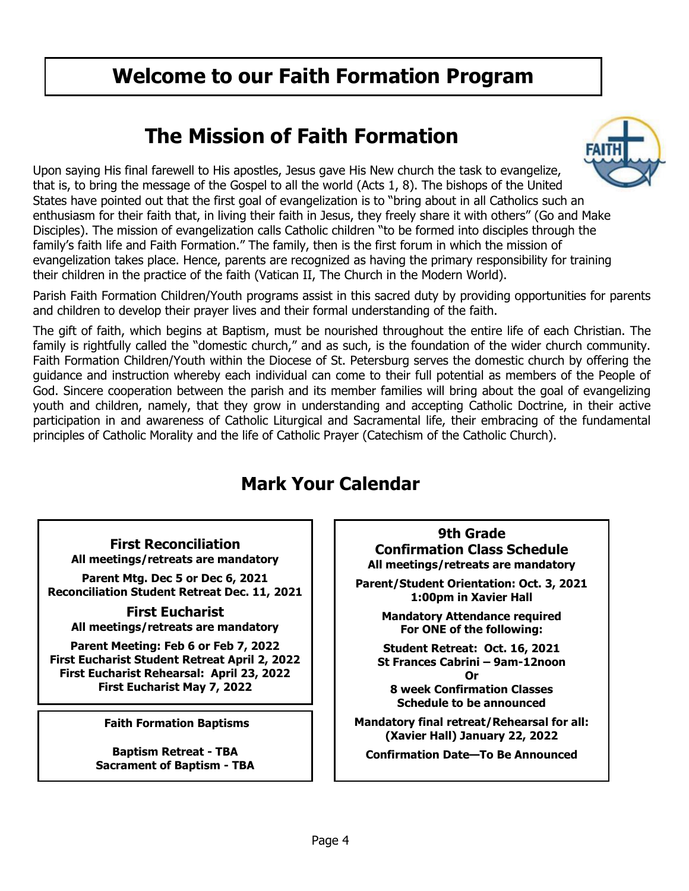# Welcome to our Faith Formation Program

## The Mission of Faith Formation

Upon saying His final farewell to His apostles, Jesus gave His New church the task to evangelize, that is, to bring the message of the Gospel to all the world (Acts 1, 8). The bishops of the United States have pointed out that the first goal of evangelization is to "bring about in all Catholics such an enthusiasm for their faith that, in living their faith in Jesus, they freely share it with others" (Go and Make Disciples). The mission of evangelization calls Catholic children "to be formed into disciples through the family's faith life and Faith Formation." The family, then is the first forum in which the mission of evangelization takes place. Hence, parents are recognized as having the primary responsibility for training their children in the practice of the faith (Vatican II, The Church in the Modern World).

Parish Faith Formation Children/Youth programs assist in this sacred duty by providing opportunities for parents and children to develop their prayer lives and their formal understanding of the faith.

The gift of faith, which begins at Baptism, must be nourished throughout the entire life of each Christian. The family is rightfully called the "domestic church," and as such, is the foundation of the wider church community. Faith Formation Children/Youth within the Diocese of St. Petersburg serves the domestic church by offering the guidance and instruction whereby each individual can come to their full potential as members of the People of God. Sincere cooperation between the parish and its member families will bring about the goal of evangelizing youth and children, namely, that they grow in understanding and accepting Catholic Doctrine, in their active participation in and awareness of Catholic Liturgical and Sacramental life, their embracing of the fundamental principles of Catholic Morality and the life of Catholic Prayer (Catechism of the Catholic Church).

## Mark Your Calendar

### First Reconciliation

**All meetings/retreats are mandatory**

**Parent Mtg. Dec 5 or Dec 6, 2021**
**Reconciliation Student Retreat Dec. 11, 2021**

### First Eucharist

**All meetings/retreats are mandatory**

**Parent Meeting: Feb 6 or Feb 7, 2022**
**First Eucharist Student Retreat April 2, 2022**
**First Eucharist Rehearsal: April 23, 2022**
**First Eucharist May 7, 2022**

### Faith Formation Baptisms

**Baptism Retreat - TBA**
**Sacrament of Baptism - TBA**

### 9th Grade Confirmation Class Schedule

**All meetings/retreats are mandatory**

**Parent/Student Orientation: Oct. 3, 2021**
**1:00pm in Xavier Hall**

**Mandatory Attendance required**
**For ONE of the following:**

**Student Retreat: Oct. 16, 2021**
**St Frances Cabrini – 9am-12noon**
**Or**
**8 week Confirmation Classes**
**Schedule to be announced**

**Mandatory final retreat/Rehearsal for all:**
**(Xavier Hall) January 22, 2022**

**Confirmation Date—To Be Announced**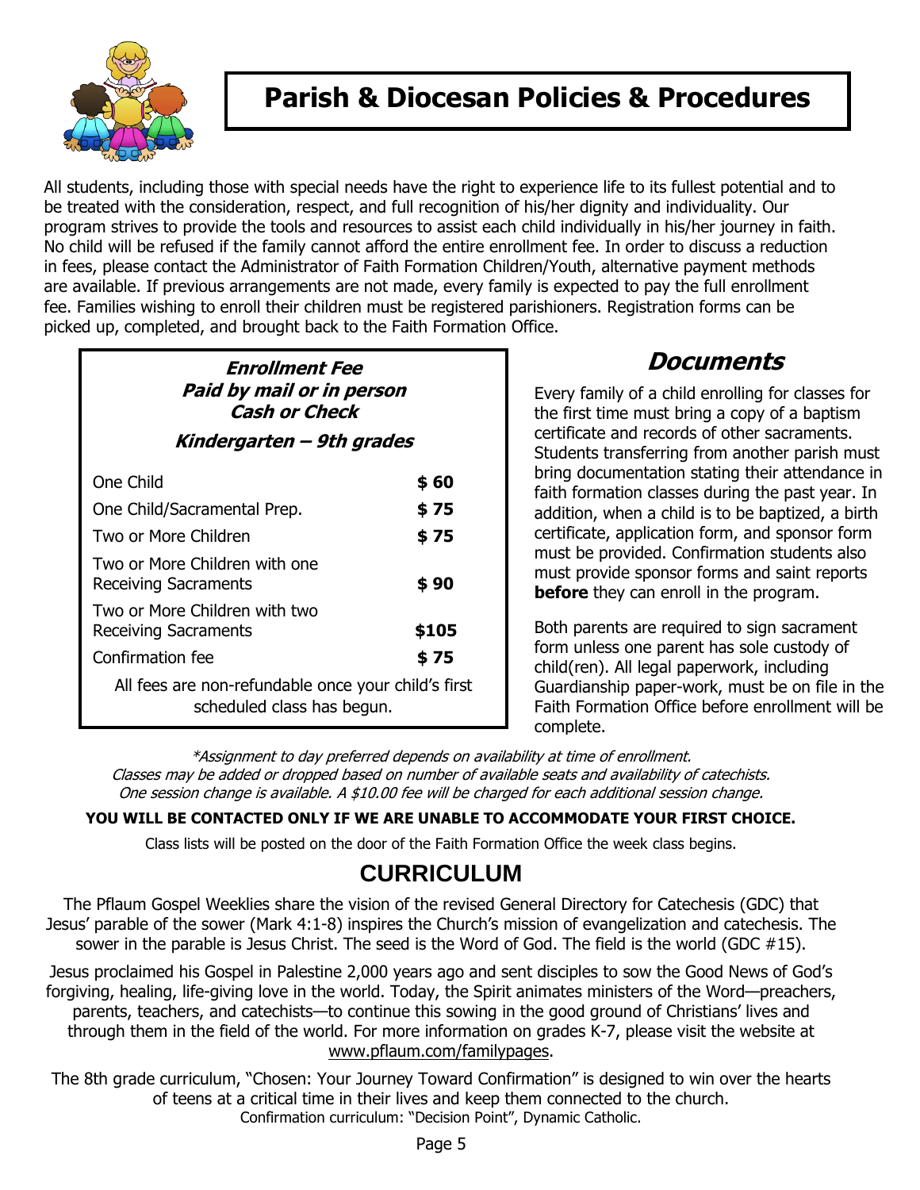# Parish & Diocesan Policies & Procedures

All students, including those with special needs have the right to experience life to its fullest potential and to be treated with the consideration, respect, and full recognition of his/her dignity and individuality. Our program strives to provide the tools and resources to assist each child individually in his/her journey in faith. No child will be refused if the family cannot afford the entire enrollment fee. In order to discuss a reduction in fees, please contact the Administrator of Faith Formation Children/Youth, alternative payment methods are available. If previous arrangements are not made, every family is expected to pay the full enrollment fee. Families wishing to enroll their children must be registered parishioners. Registration forms can be picked up, completed, and brought back to the Faith Formation Office.

***Enrollment Fee***
***Paid by mail or in person***
***Cash or Check***

***Kindergarten – 9th grades***

| | |
|---|---|
| One Child | **$ 60** |
| One Child/Sacramental Prep. | **$ 75** |
| Two or More Children | **$ 75** |
| Two or More Children with one Receiving Sacraments | **$ 90** |
| Two or More Children with two Receiving Sacraments | **$105** |
| Confirmation fee | **$ 75** |

All fees are non-refundable once your child's first scheduled class has begun.

## Documents

Every family of a child enrolling for classes for the first time must bring a copy of a baptism certificate and records of other sacraments. Students transferring from another parish must bring documentation stating their attendance in faith formation classes during the past year. In addition, when a child is to be baptized, a birth certificate, application form, and sponsor form must be provided. Confirmation students also must provide sponsor forms and saint reports **before** they can enroll in the program.

Both parents are required to sign sacrament form unless one parent has sole custody of child(ren). All legal paperwork, including Guardianship paper-work, must be on file in the Faith Formation Office before enrollment will be complete.

*\*Assignment to day preferred depends on availability at time of enrollment.*
*Classes may be added or dropped based on number of available seats and availability of catechists.*
*One session change is available. A $10.00 fee will be charged for each additional session change.*

**YOU WILL BE CONTACTED ONLY IF WE ARE UNABLE TO ACCOMMODATE YOUR FIRST CHOICE.**

Class lists will be posted on the door of the Faith Formation Office the week class begins.

## CURRICULUM

The Pflaum Gospel Weeklies share the vision of the revised General Directory for Catechesis (GDC) that Jesus' parable of the sower (Mark 4:1-8) inspires the Church's mission of evangelization and catechesis. The sower in the parable is Jesus Christ. The seed is the Word of God. The field is the world (GDC #15).

Jesus proclaimed his Gospel in Palestine 2,000 years ago and sent disciples to sow the Good News of God's forgiving, healing, life-giving love in the world. Today, the Spirit animates ministers of the Word—preachers, parents, teachers, and catechists—to continue this sowing in the good ground of Christians' lives and through them in the field of the world. For more information on grades K-7, please visit the website at www.pflaum.com/familypages.

The 8th grade curriculum, "Chosen: Your Journey Toward Confirmation" is designed to win over the hearts of teens at a critical time in their lives and keep them connected to the church.
Confirmation curriculum: "Decision Point", Dynamic Catholic.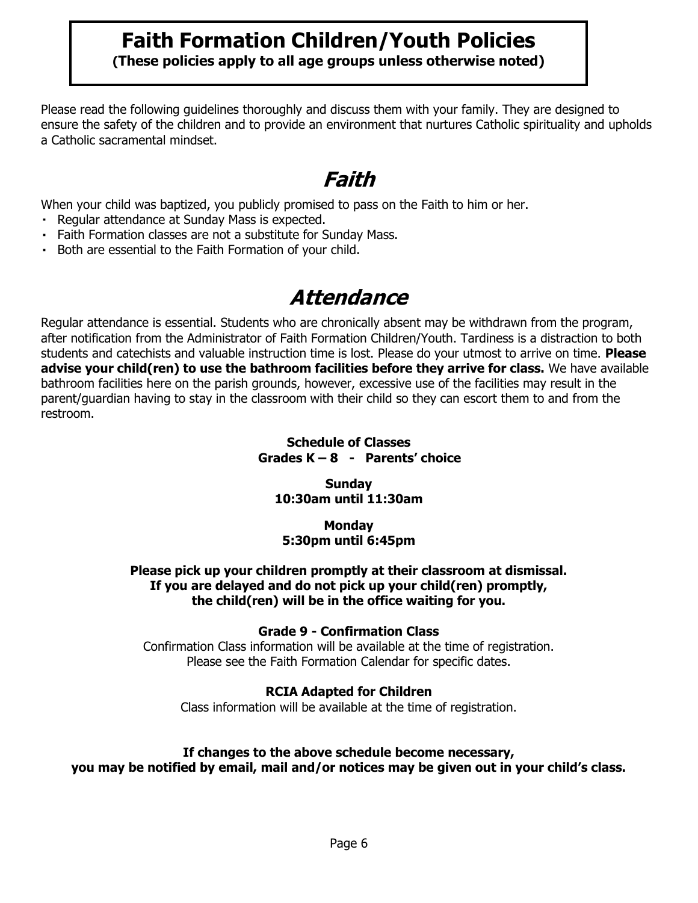# Faith Formation Children/Youth Policies

**(These policies apply to all age groups unless otherwise noted)**

Please read the following guidelines thoroughly and discuss them with your family. They are designed to ensure the safety of the children and to provide an environment that nurtures Catholic spirituality and upholds a Catholic sacramental mindset.

## *Faith*

When your child was baptized, you publicly promised to pass on the Faith to him or her.

- Regular attendance at Sunday Mass is expected.
- Faith Formation classes are not a substitute for Sunday Mass.
- Both are essential to the Faith Formation of your child.

## *Attendance*

Regular attendance is essential. Students who are chronically absent may be withdrawn from the program, after notification from the Administrator of Faith Formation Children/Youth. Tardiness is a distraction to both students and catechists and valuable instruction time is lost. Please do your utmost to arrive on time. **Please advise your child(ren) to use the bathroom facilities before they arrive for class.** We have available bathroom facilities here on the parish grounds, however, excessive use of the facilities may result in the parent/guardian having to stay in the classroom with their child so they can escort them to and from the restroom.

**Schedule of Classes**
**Grades K – 8 - Parents' choice**

**Sunday**
**10:30am until 11:30am**

**Monday**
**5:30pm until 6:45pm**

**Please pick up your children promptly at their classroom at dismissal.**
**If you are delayed and do not pick up your child(ren) promptly,**
**the child(ren) will be in the office waiting for you.**

**Grade 9 - Confirmation Class**

Confirmation Class information will be available at the time of registration.
Please see the Faith Formation Calendar for specific dates.

**RCIA Adapted for Children**

Class information will be available at the time of registration.

**If changes to the above schedule become necessary,**
**you may be notified by email, mail and/or notices may be given out in your child's class.**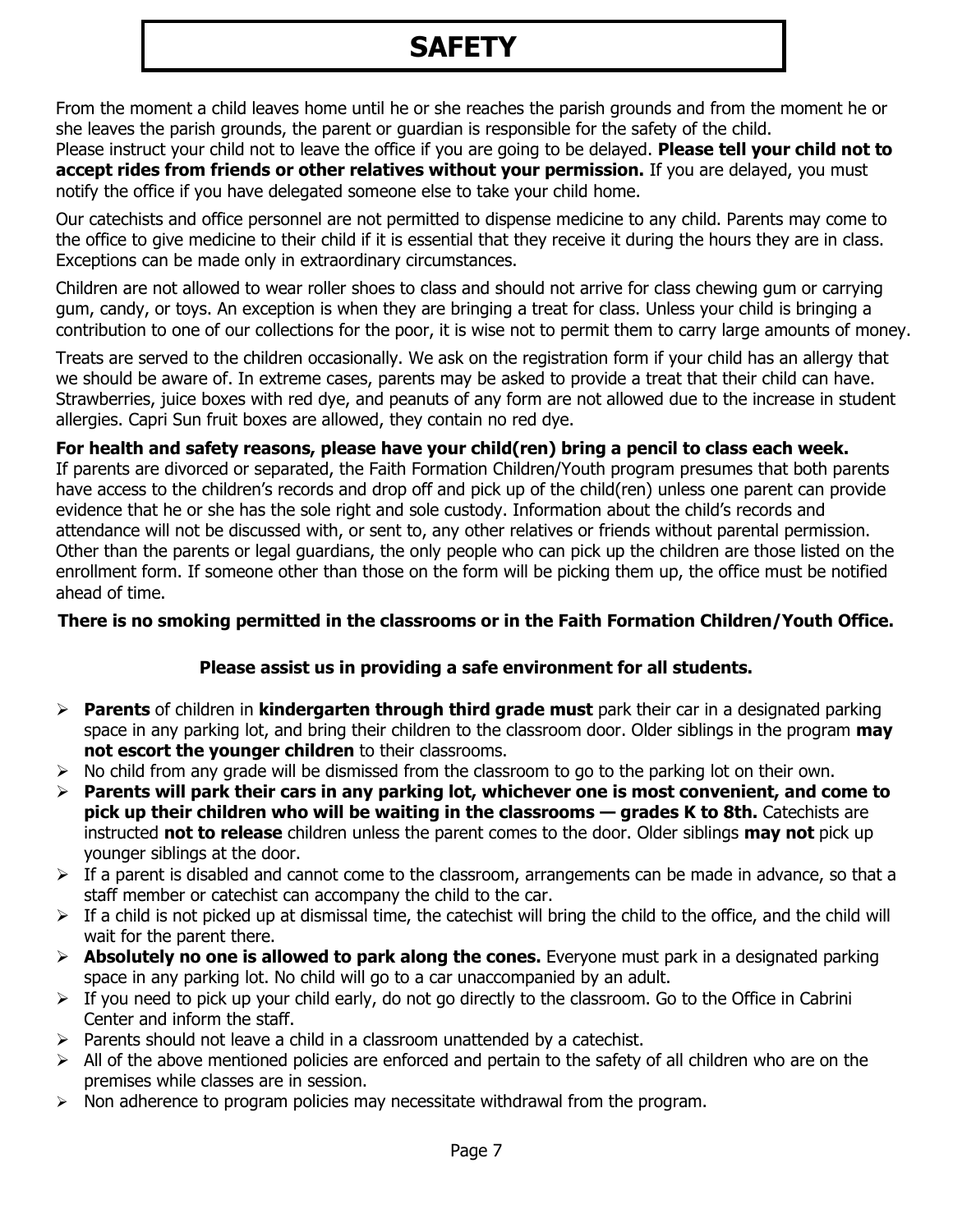# SAFETY

From the moment a child leaves home until he or she reaches the parish grounds and from the moment he or she leaves the parish grounds, the parent or guardian is responsible for the safety of the child. Please instruct your child not to leave the office if you are going to be delayed. **Please tell your child not to accept rides from friends or other relatives without your permission.** If you are delayed, you must notify the office if you have delegated someone else to take your child home.

Our catechists and office personnel are not permitted to dispense medicine to any child. Parents may come to the office to give medicine to their child if it is essential that they receive it during the hours they are in class. Exceptions can be made only in extraordinary circumstances.

Children are not allowed to wear roller shoes to class and should not arrive for class chewing gum or carrying gum, candy, or toys. An exception is when they are bringing a treat for class. Unless your child is bringing a contribution to one of our collections for the poor, it is wise not to permit them to carry large amounts of money.

Treats are served to the children occasionally. We ask on the registration form if your child has an allergy that we should be aware of. In extreme cases, parents may be asked to provide a treat that their child can have. Strawberries, juice boxes with red dye, and peanuts of any form are not allowed due to the increase in student allergies. Capri Sun fruit boxes are allowed, they contain no red dye.

**For health and safety reasons, please have your child(ren) bring a pencil to class each week.**

If parents are divorced or separated, the Faith Formation Children/Youth program presumes that both parents have access to the children's records and drop off and pick up of the child(ren) unless one parent can provide evidence that he or she has the sole right and sole custody. Information about the child's records and attendance will not be discussed with, or sent to, any other relatives or friends without parental permission. Other than the parents or legal guardians, the only people who can pick up the children are those listed on the enrollment form. If someone other than those on the form will be picking them up, the office must be notified ahead of time.

**There is no smoking permitted in the classrooms or in the Faith Formation Children/Youth Office.**

**Please assist us in providing a safe environment for all students.**

- **Parents** of children in **kindergarten through third grade must** park their car in a designated parking space in any parking lot, and bring their children to the classroom door. Older siblings in the program **may not escort the younger children** to their classrooms.
- No child from any grade will be dismissed from the classroom to go to the parking lot on their own.
- **Parents will park their cars in any parking lot, whichever one is most convenient, and come to pick up their children who will be waiting in the classrooms — grades K to 8th.** Catechists are instructed **not to release** children unless the parent comes to the door. Older siblings **may not** pick up younger siblings at the door.
- If a parent is disabled and cannot come to the classroom, arrangements can be made in advance, so that a staff member or catechist can accompany the child to the car.
- If a child is not picked up at dismissal time, the catechist will bring the child to the office, and the child will wait for the parent there.
- **Absolutely no one is allowed to park along the cones.** Everyone must park in a designated parking space in any parking lot. No child will go to a car unaccompanied by an adult.
- If you need to pick up your child early, do not go directly to the classroom. Go to the Office in Cabrini Center and inform the staff.
- Parents should not leave a child in a classroom unattended by a catechist.
- All of the above mentioned policies are enforced and pertain to the safety of all children who are on the premises while classes are in session.
- Non adherence to program policies may necessitate withdrawal from the program.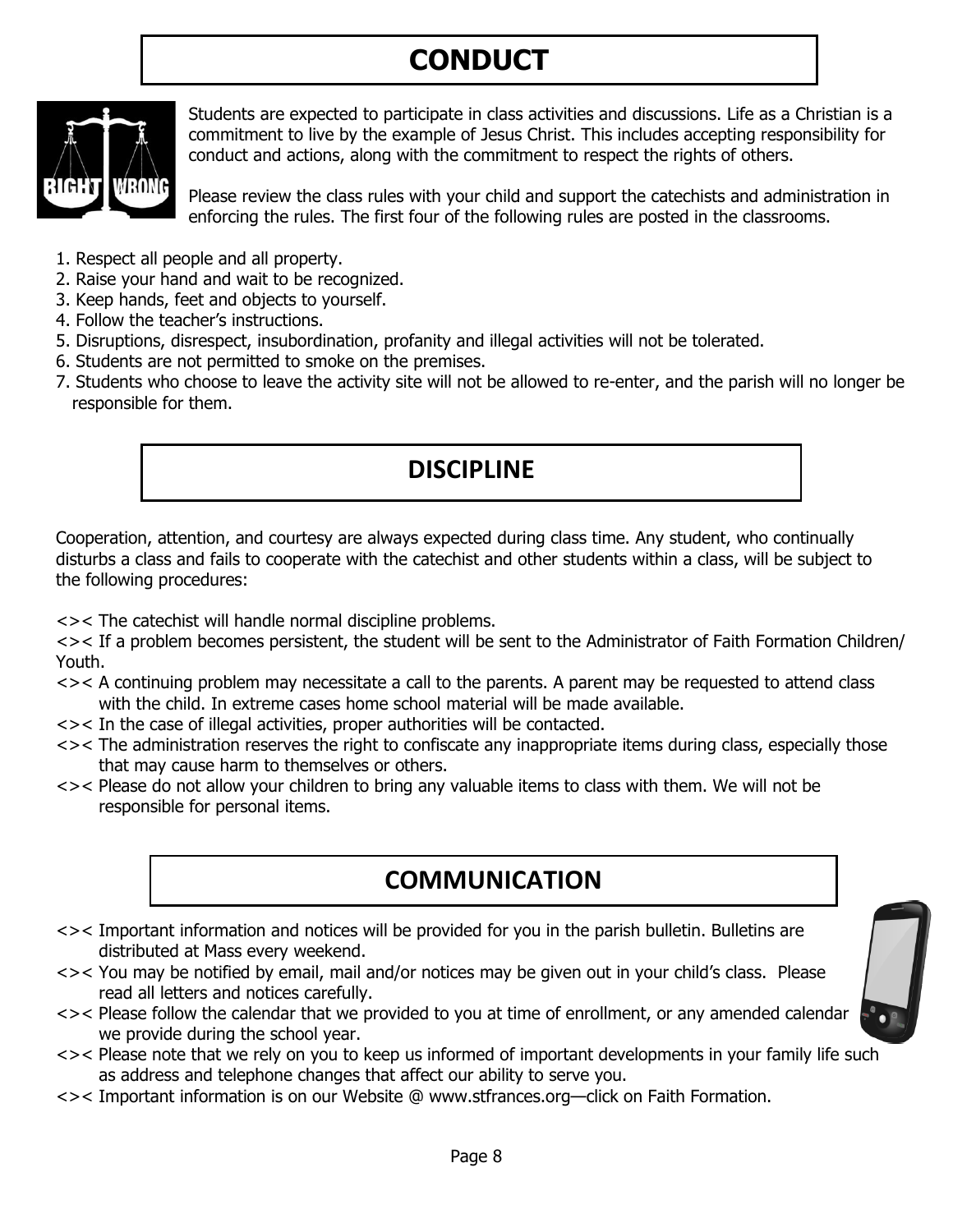# CONDUCT

Students are expected to participate in class activities and discussions. Life as a Christian is a commitment to live by the example of Jesus Christ. This includes accepting responsibility for conduct and actions, along with the commitment to respect the rights of others.

Please review the class rules with your child and support the catechists and administration in enforcing the rules. The first four of the following rules are posted in the classrooms.

1. Respect all people and all property.
2. Raise your hand and wait to be recognized.
3. Keep hands, feet and objects to yourself.
4. Follow the teacher's instructions.
5. Disruptions, disrespect, insubordination, profanity and illegal activities will not be tolerated.
6. Students are not permitted to smoke on the premises.
7. Students who choose to leave the activity site will not be allowed to re-enter, and the parish will no longer be responsible for them.

# DISCIPLINE

Cooperation, attention, and courtesy are always expected during class time. Any student, who continually disturbs a class and fails to cooperate with the catechist and other students within a class, will be subject to the following procedures:

<>< The catechist will handle normal discipline problems.

<>< If a problem becomes persistent, the student will be sent to the Administrator of Faith Formation Children/ Youth.

<>< A continuing problem may necessitate a call to the parents. A parent may be requested to attend class with the child. In extreme cases home school material will be made available.

<>< In the case of illegal activities, proper authorities will be contacted.

<>< The administration reserves the right to confiscate any inappropriate items during class, especially those that may cause harm to themselves or others.

<>< Please do not allow your children to bring any valuable items to class with them. We will not be responsible for personal items.

# COMMUNICATION

<>< Important information and notices will be provided for you in the parish bulletin. Bulletins are distributed at Mass every weekend.

<>< You may be notified by email, mail and/or notices may be given out in your child's class. Please read all letters and notices carefully.

<>< Please follow the calendar that we provided to you at time of enrollment, or any amended calendar we provide during the school year.

<>< Please note that we rely on you to keep us informed of important developments in your family life such as address and telephone changes that affect our ability to serve you.

<>< Important information is on our Website @ www.stfrances.org—click on Faith Formation.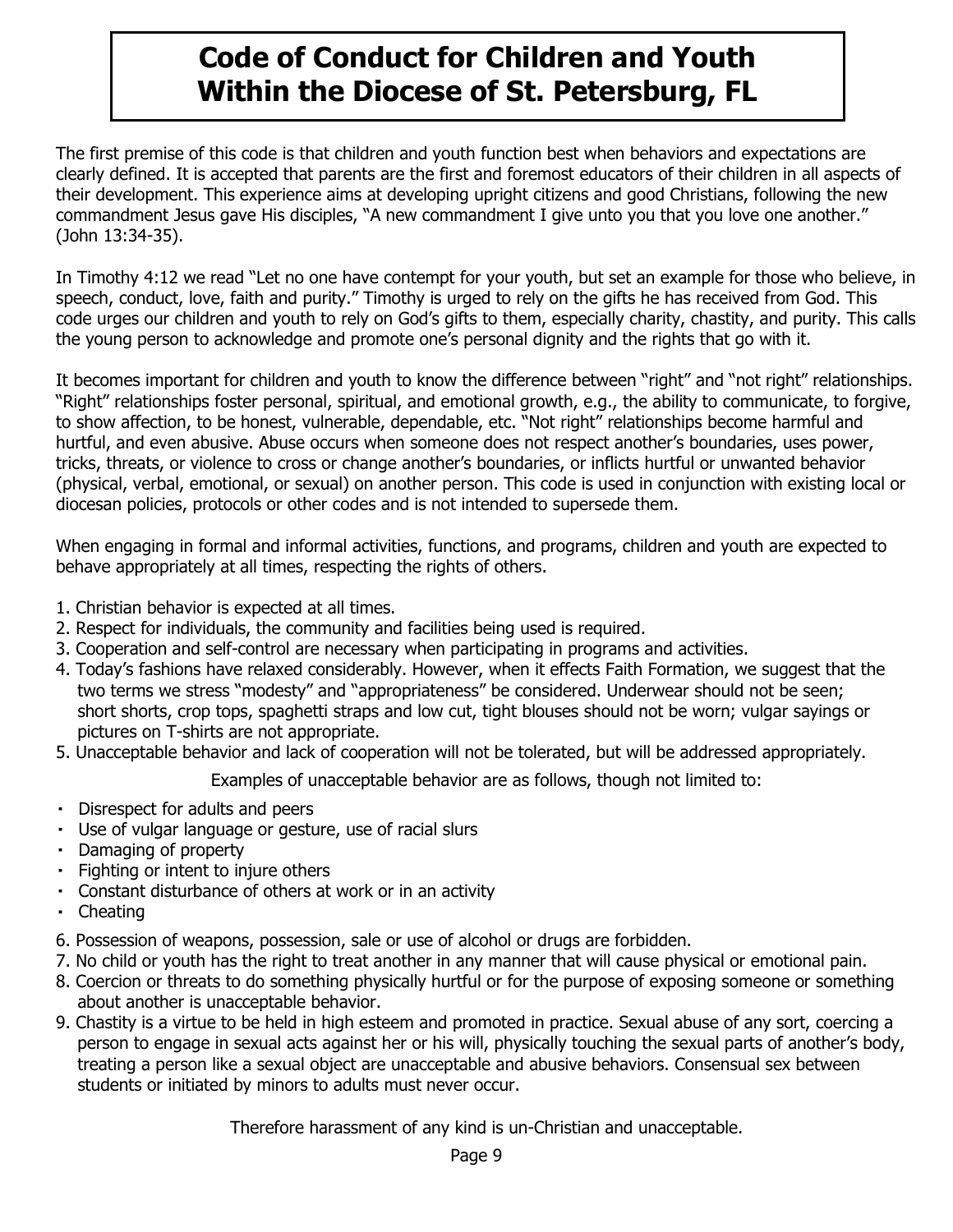# Code of Conduct for Children and Youth Within the Diocese of St. Petersburg, FL

The first premise of this code is that children and youth function best when behaviors and expectations are clearly defined. It is accepted that parents are the first and foremost educators of their children in all aspects of their development. This experience aims at developing upright citizens and good Christians, following the new commandment Jesus gave His disciples, "A new commandment I give unto you that you love one another." (John 13:34-35).

In Timothy 4:12 we read "Let no one have contempt for your youth, but set an example for those who believe, in speech, conduct, love, faith and purity." Timothy is urged to rely on the gifts he has received from God. This code urges our children and youth to rely on God's gifts to them, especially charity, chastity, and purity. This calls the young person to acknowledge and promote one's personal dignity and the rights that go with it.

It becomes important for children and youth to know the difference between "right" and "not right" relationships. "Right" relationships foster personal, spiritual, and emotional growth, e.g., the ability to communicate, to forgive, to show affection, to be honest, vulnerable, dependable, etc. "Not right" relationships become harmful and hurtful, and even abusive. Abuse occurs when someone does not respect another's boundaries, uses power, tricks, threats, or violence to cross or change another's boundaries, or inflicts hurtful or unwanted behavior (physical, verbal, emotional, or sexual) on another person. This code is used in conjunction with existing local or diocesan policies, protocols or other codes and is not intended to supersede them.

When engaging in formal and informal activities, functions, and programs, children and youth are expected to behave appropriately at all times, respecting the rights of others.

1. Christian behavior is expected at all times.
2. Respect for individuals, the community and facilities being used is required.
3. Cooperation and self-control are necessary when participating in programs and activities.
4. Today's fashions have relaxed considerably. However, when it effects Faith Formation, we suggest that the two terms we stress "modesty" and "appropriateness" be considered. Underwear should not be seen; short shorts, crop tops, spaghetti straps and low cut, tight blouses should not be worn; vulgar sayings or pictures on T-shirts are not appropriate.
5. Unacceptable behavior and lack of cooperation will not be tolerated, but will be addressed appropriately.

Examples of unacceptable behavior are as follows, though not limited to:

- Disrespect for adults and peers
- Use of vulgar language or gesture, use of racial slurs
- Damaging of property
- Fighting or intent to injure others
- Constant disturbance of others at work or in an activity
- Cheating

6. Possession of weapons, possession, sale or use of alcohol or drugs are forbidden.
7. No child or youth has the right to treat another in any manner that will cause physical or emotional pain.
8. Coercion or threats to do something physically hurtful or for the purpose of exposing someone or something about another is unacceptable behavior.
9. Chastity is a virtue to be held in high esteem and promoted in practice. Sexual abuse of any sort, coercing a person to engage in sexual acts against her or his will, physically touching the sexual parts of another's body, treating a person like a sexual object are unacceptable and abusive behaviors. Consensual sex between students or initiated by minors to adults must never occur.

Therefore harassment of any kind is un-Christian and unacceptable.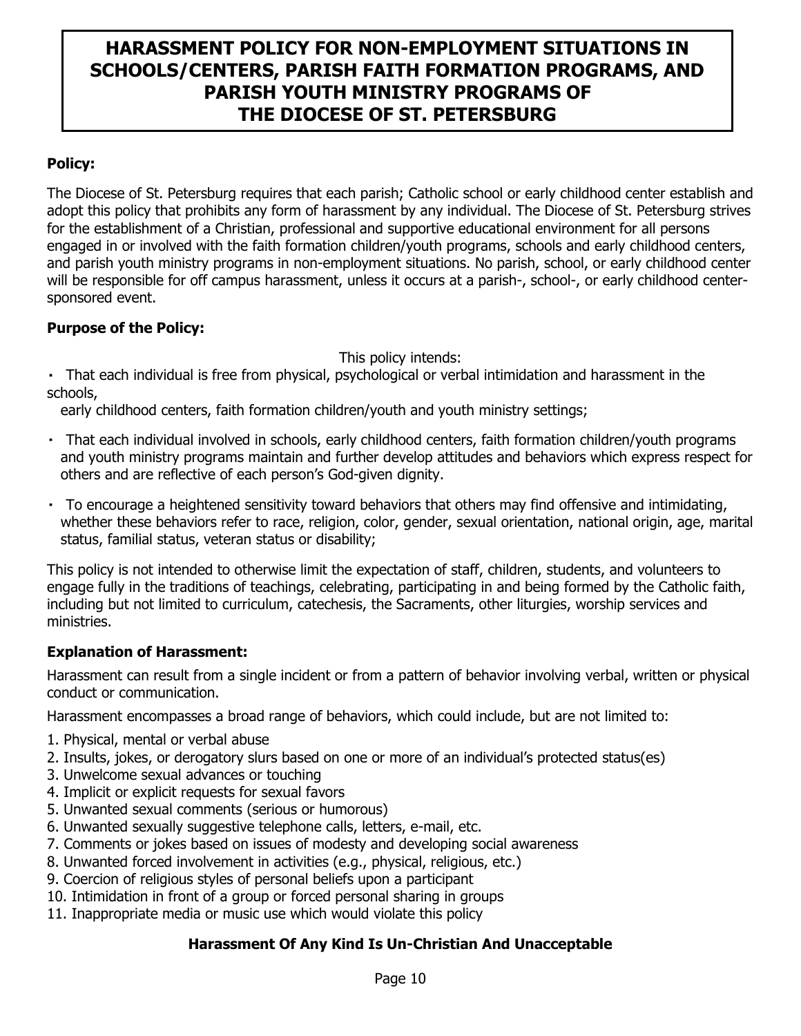# HARASSMENT POLICY FOR NON-EMPLOYMENT SITUATIONS IN SCHOOLS/CENTERS, PARISH FAITH FORMATION PROGRAMS, AND PARISH YOUTH MINISTRY PROGRAMS OF THE DIOCESE OF ST. PETERSBURG

**Policy:**

The Diocese of St. Petersburg requires that each parish; Catholic school or early childhood center establish and adopt this policy that prohibits any form of harassment by any individual. The Diocese of St. Petersburg strives for the establishment of a Christian, professional and supportive educational environment for all persons engaged in or involved with the faith formation children/youth programs, schools and early childhood centers, and parish youth ministry programs in non-employment situations. No parish, school, or early childhood center will be responsible for off campus harassment, unless it occurs at a parish-, school-, or early childhood center-sponsored event.

**Purpose of the Policy:**

This policy intends:

- That each individual is free from physical, psychological or verbal intimidation and harassment in the schools, early childhood centers, faith formation children/youth and youth ministry settings;
- That each individual involved in schools, early childhood centers, faith formation children/youth programs and youth ministry programs maintain and further develop attitudes and behaviors which express respect for others and are reflective of each person's God-given dignity.
- To encourage a heightened sensitivity toward behaviors that others may find offensive and intimidating, whether these behaviors refer to race, religion, color, gender, sexual orientation, national origin, age, marital status, familial status, veteran status or disability;

This policy is not intended to otherwise limit the expectation of staff, children, students, and volunteers to engage fully in the traditions of teachings, celebrating, participating in and being formed by the Catholic faith, including but not limited to curriculum, catechesis, the Sacraments, other liturgies, worship services and ministries.

**Explanation of Harassment:**

Harassment can result from a single incident or from a pattern of behavior involving verbal, written or physical conduct or communication.

Harassment encompasses a broad range of behaviors, which could include, but are not limited to:

1. Physical, mental or verbal abuse
2. Insults, jokes, or derogatory slurs based on one or more of an individual's protected status(es)
3. Unwelcome sexual advances or touching
4. Implicit or explicit requests for sexual favors
5. Unwanted sexual comments (serious or humorous)
6. Unwanted sexually suggestive telephone calls, letters, e-mail, etc.
7. Comments or jokes based on issues of modesty and developing social awareness
8. Unwanted forced involvement in activities (e.g., physical, religious, etc.)
9. Coercion of religious styles of personal beliefs upon a participant
10. Intimidation in front of a group or forced personal sharing in groups
11. Inappropriate media or music use which would violate this policy

**Harassment Of Any Kind Is Un-Christian And Unacceptable**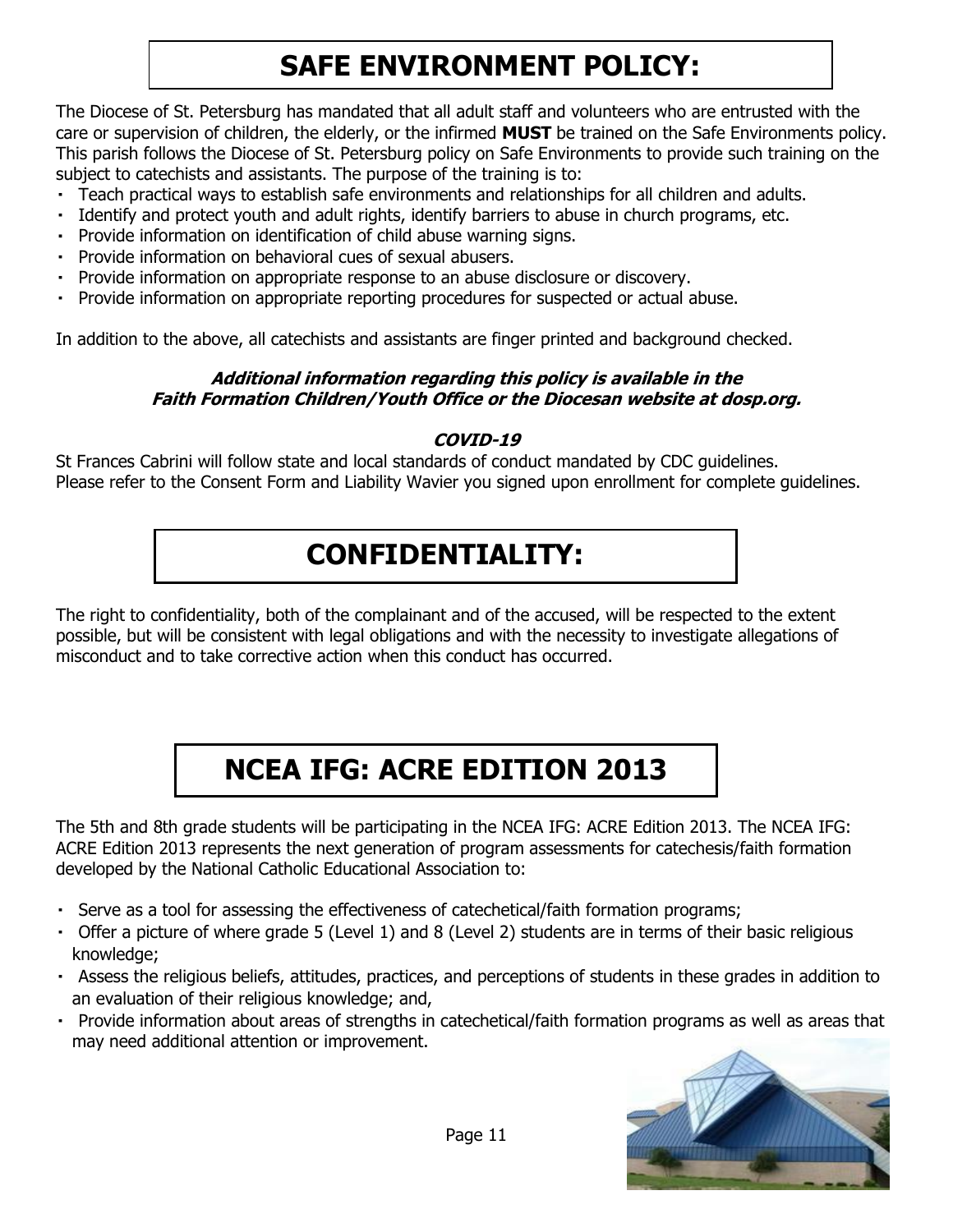# SAFE ENVIRONMENT POLICY:

The Diocese of St. Petersburg has mandated that all adult staff and volunteers who are entrusted with the care or supervision of children, the elderly, or the infirmed **MUST** be trained on the Safe Environments policy. This parish follows the Diocese of St. Petersburg policy on Safe Environments to provide such training on the subject to catechists and assistants. The purpose of the training is to:

- Teach practical ways to establish safe environments and relationships for all children and adults.
- Identify and protect youth and adult rights, identify barriers to abuse in church programs, etc.
- Provide information on identification of child abuse warning signs.
- Provide information on behavioral cues of sexual abusers.
- Provide information on appropriate response to an abuse disclosure or discovery.
- Provide information on appropriate reporting procedures for suspected or actual abuse.

In addition to the above, all catechists and assistants are finger printed and background checked.

***Additional information regarding this policy is available in the Faith Formation Children/Youth Office or the Diocesan website at dosp.org.***

***COVID-19***

St Frances Cabrini will follow state and local standards of conduct mandated by CDC guidelines.
Please refer to the Consent Form and Liability Wavier you signed upon enrollment for complete guidelines.

# CONFIDENTIALITY:

The right to confidentiality, both of the complainant and of the accused, will be respected to the extent possible, but will be consistent with legal obligations and with the necessity to investigate allegations of misconduct and to take corrective action when this conduct has occurred.

# NCEA IFG: ACRE EDITION 2013

The 5th and 8th grade students will be participating in the NCEA IFG: ACRE Edition 2013. The NCEA IFG: ACRE Edition 2013 represents the next generation of program assessments for catechesis/faith formation developed by the National Catholic Educational Association to:

- Serve as a tool for assessing the effectiveness of catechetical/faith formation programs;
- Offer a picture of where grade 5 (Level 1) and 8 (Level 2) students are in terms of their basic religious knowledge;
- Assess the religious beliefs, attitudes, practices, and perceptions of students in these grades in addition to an evaluation of their religious knowledge; and,
- Provide information about areas of strengths in catechetical/faith formation programs as well as areas that may need additional attention or improvement.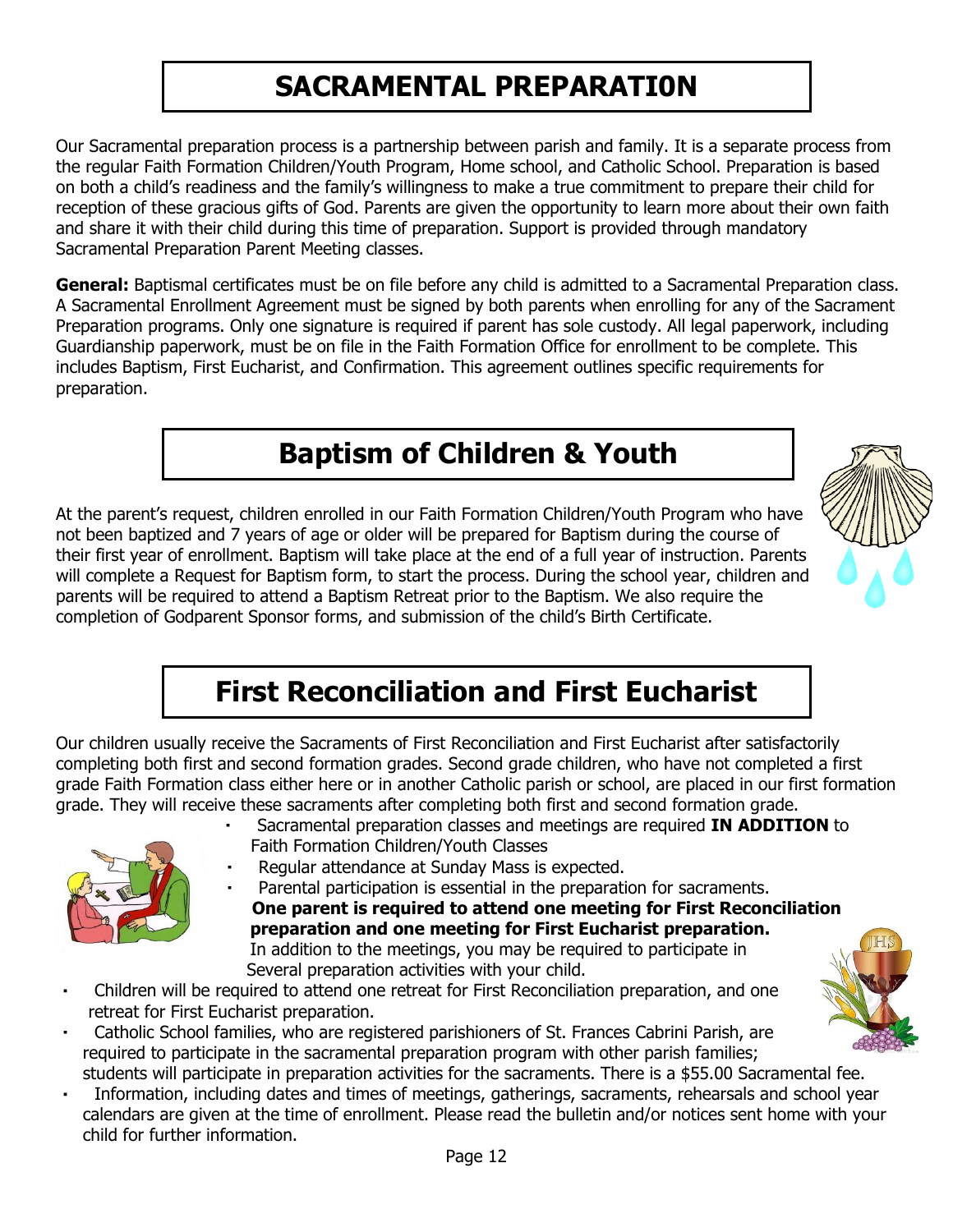# SACRAMENTAL PREPARATI0N

Our Sacramental preparation process is a partnership between parish and family. It is a separate process from the regular Faith Formation Children/Youth Program, Home school, and Catholic School. Preparation is based on both a child's readiness and the family's willingness to make a true commitment to prepare their child for reception of these gracious gifts of God. Parents are given the opportunity to learn more about their own faith and share it with their child during this time of preparation. Support is provided through mandatory Sacramental Preparation Parent Meeting classes.

**General:** Baptismal certificates must be on file before any child is admitted to a Sacramental Preparation class. A Sacramental Enrollment Agreement must be signed by both parents when enrolling for any of the Sacrament Preparation programs. Only one signature is required if parent has sole custody. All legal paperwork, including Guardianship paperwork, must be on file in the Faith Formation Office for enrollment to be complete. This includes Baptism, First Eucharist, and Confirmation. This agreement outlines specific requirements for preparation.

## Baptism of Children & Youth

At the parent's request, children enrolled in our Faith Formation Children/Youth Program who have not been baptized and 7 years of age or older will be prepared for Baptism during the course of their first year of enrollment. Baptism will take place at the end of a full year of instruction. Parents will complete a Request for Baptism form, to start the process. During the school year, children and parents will be required to attend a Baptism Retreat prior to the Baptism. We also require the completion of Godparent Sponsor forms, and submission of the child's Birth Certificate.

## First Reconciliation and First Eucharist

Our children usually receive the Sacraments of First Reconciliation and First Eucharist after satisfactorily completing both first and second formation grades. Second grade children, who have not completed a first grade Faith Formation class either here or in another Catholic parish or school, are placed in our first formation grade. They will receive these sacraments after completing both first and second formation grade.

- Sacramental preparation classes and meetings are required **IN ADDITION** to Faith Formation Children/Youth Classes
- Regular attendance at Sunday Mass is expected.
- Parental participation is essential in the preparation for sacraments. **One parent is required to attend one meeting for First Reconciliation preparation and one meeting for First Eucharist preparation.** In addition to the meetings, you may be required to participate in Several preparation activities with your child.
- Children will be required to attend one retreat for First Reconciliation preparation, and one retreat for First Eucharist preparation.
- Catholic School families, who are registered parishioners of St. Frances Cabrini Parish, are required to participate in the sacramental preparation program with other parish families; students will participate in preparation activities for the sacraments. There is a $55.00 Sacramental fee.
- Information, including dates and times of meetings, gatherings, sacraments, rehearsals and school year calendars are given at the time of enrollment. Please read the bulletin and/or notices sent home with your child for further information.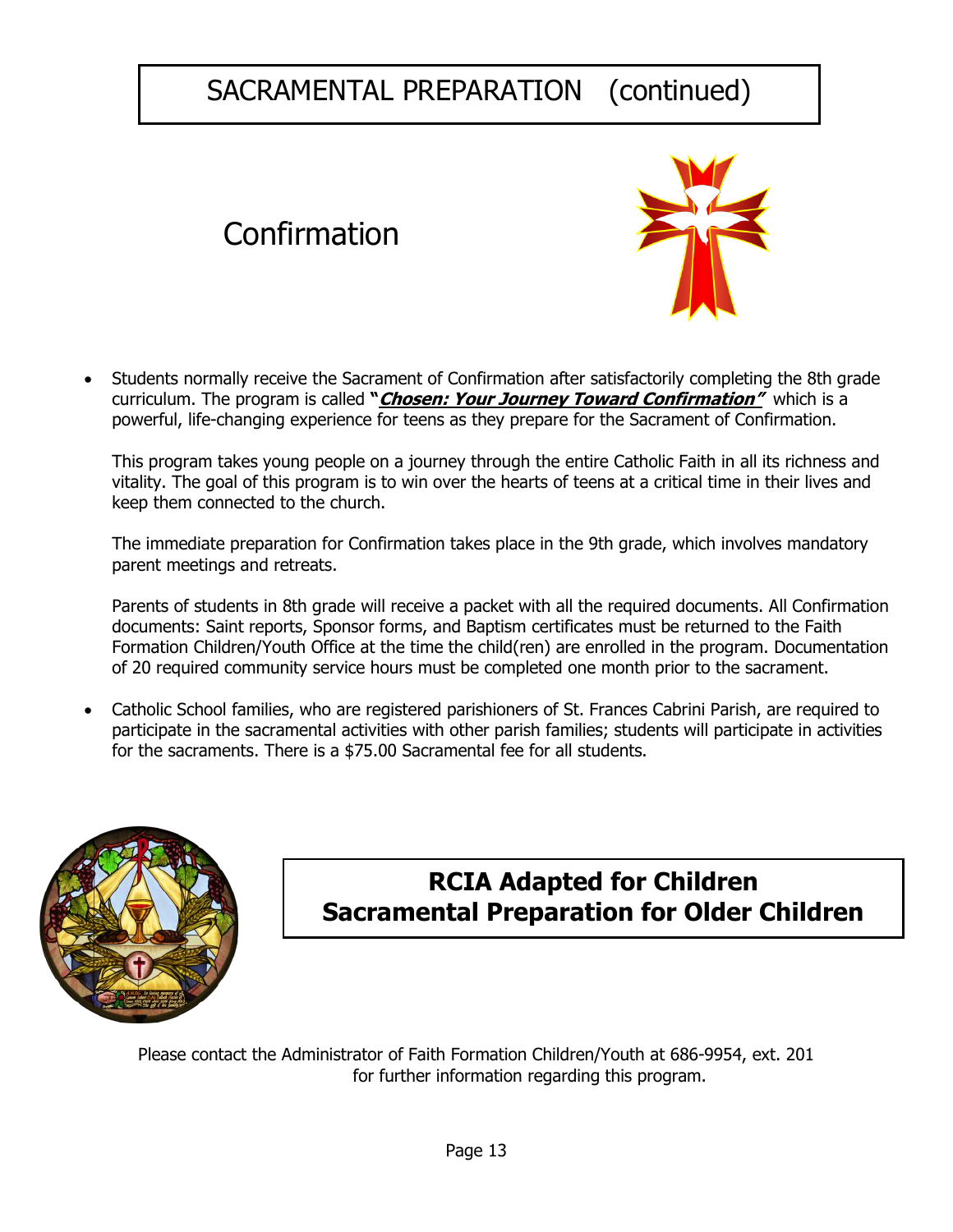# SACRAMENTAL PREPARATION (continued)

## Confirmation

- Students normally receive the Sacrament of Confirmation after satisfactorily completing the 8th grade curriculum. The program is called **"*Chosen: Your Journey Toward Confirmation*"** which is a powerful, life-changing experience for teens as they prepare for the Sacrament of Confirmation.

  This program takes young people on a journey through the entire Catholic Faith in all its richness and vitality. The goal of this program is to win over the hearts of teens at a critical time in their lives and keep them connected to the church.

  The immediate preparation for Confirmation takes place in the 9th grade, which involves mandatory parent meetings and retreats.

  Parents of students in 8th grade will receive a packet with all the required documents. All Confirmation documents: Saint reports, Sponsor forms, and Baptism certificates must be returned to the Faith Formation Children/Youth Office at the time the child(ren) are enrolled in the program. Documentation of 20 required community service hours must be completed one month prior to the sacrament.

- Catholic School families, who are registered parishioners of St. Frances Cabrini Parish, are required to participate in the sacramental activities with other parish families; students will participate in activities for the sacraments. There is a $75.00 Sacramental fee for all students.

## RCIA Adapted for Children
## Sacramental Preparation for Older Children

Please contact the Administrator of Faith Formation Children/Youth at 686-9954, ext. 201 for further information regarding this program.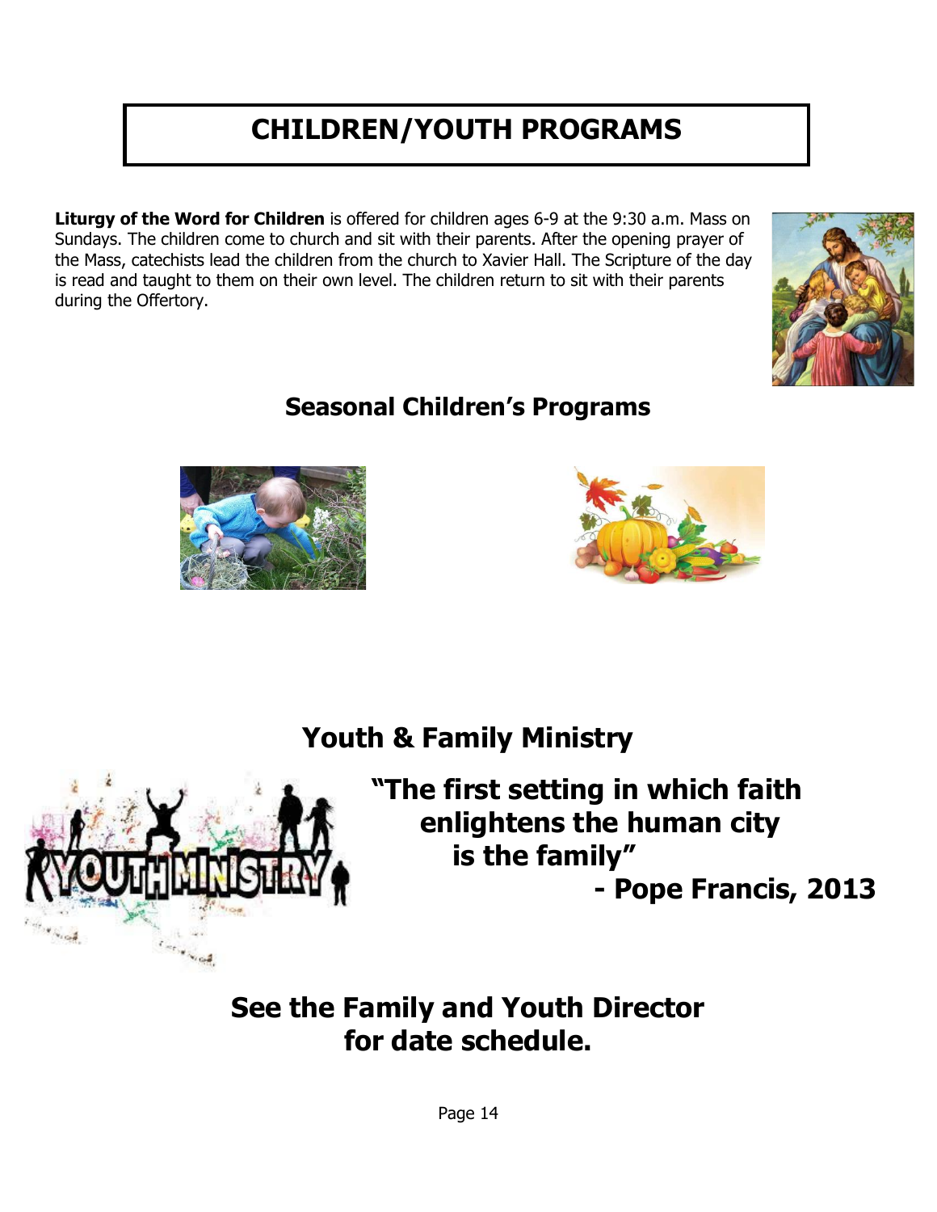# CHILDREN/YOUTH PROGRAMS

**Liturgy of the Word for Children** is offered for children ages 6-9 at the 9:30 a.m. Mass on Sundays. The children come to church and sit with their parents. After the opening prayer of the Mass, catechists lead the children from the church to Xavier Hall. The Scripture of the day is read and taught to them on their own level. The children return to sit with their parents during the Offertory.

## Seasonal Children's Programs

## Youth & Family Ministry

**"The first setting in which faith enlightens the human city is the family"**
**- Pope Francis, 2013**

**See the Family and Youth Director for date schedule.**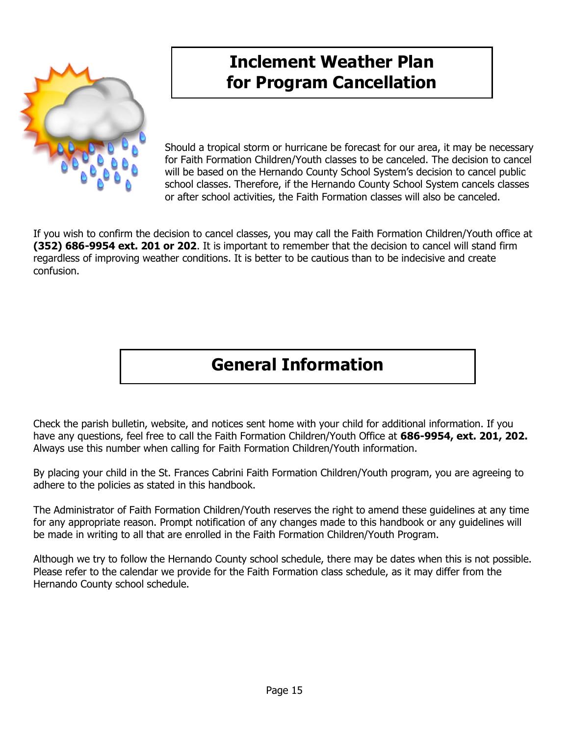# Inclement Weather Plan for Program Cancellation

Should a tropical storm or hurricane be forecast for our area, it may be necessary for Faith Formation Children/Youth classes to be canceled. The decision to cancel will be based on the Hernando County School System's decision to cancel public school classes. Therefore, if the Hernando County School System cancels classes or after school activities, the Faith Formation classes will also be canceled.

If you wish to confirm the decision to cancel classes, you may call the Faith Formation Children/Youth office at **(352) 686-9954 ext. 201 or 202**. It is important to remember that the decision to cancel will stand firm regardless of improving weather conditions. It is better to be cautious than to be indecisive and create confusion.

# General Information

Check the parish bulletin, website, and notices sent home with your child for additional information. If you have any questions, feel free to call the Faith Formation Children/Youth Office at **686-9954, ext. 201, 202.** Always use this number when calling for Faith Formation Children/Youth information.

By placing your child in the St. Frances Cabrini Faith Formation Children/Youth program, you are agreeing to adhere to the policies as stated in this handbook.

The Administrator of Faith Formation Children/Youth reserves the right to amend these guidelines at any time for any appropriate reason. Prompt notification of any changes made to this handbook or any guidelines will be made in writing to all that are enrolled in the Faith Formation Children/Youth Program.

Although we try to follow the Hernando County school schedule, there may be dates when this is not possible. Please refer to the calendar we provide for the Faith Formation class schedule, as it may differ from the Hernando County school schedule.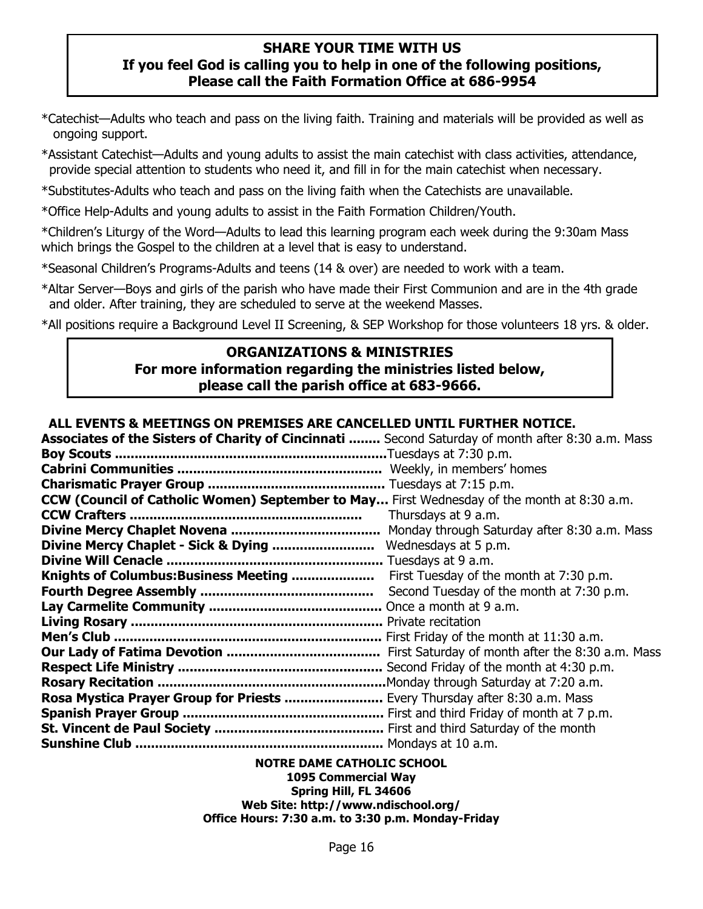**SHARE YOUR TIME WITH US**
**If you feel God is calling you to help in one of the following positions, Please call the Faith Formation Office at 686-9954**

*Catechist—Adults who teach and pass on the living faith. Training and materials will be provided as well as ongoing support.

*Assistant Catechist—Adults and young adults to assist the main catechist with class activities, attendance, provide special attention to students who need it, and fill in for the main catechist when necessary.

*Substitutes-Adults who teach and pass on the living faith when the Catechists are unavailable.

*Office Help-Adults and young adults to assist in the Faith Formation Children/Youth.

*Children's Liturgy of the Word—Adults to lead this learning program each week during the 9:30am Mass which brings the Gospel to the children at a level that is easy to understand.

*Seasonal Children's Programs-Adults and teens (14 & over) are needed to work with a team.

*Altar Server—Boys and girls of the parish who have made their First Communion and are in the 4th grade and older. After training, they are scheduled to serve at the weekend Masses.

*All positions require a Background Level II Screening, & SEP Workshop for those volunteers 18 yrs. & older.

**ORGANIZATIONS & MINISTRIES**
**For more information regarding the ministries listed below, please call the parish office at 683-9666.**

**ALL EVENTS & MEETINGS ON PREMISES ARE CANCELLED UNTIL FURTHER NOTICE.**

**Associates of the Sisters of Charity of Cincinnati ........** Second Saturday of month after 8:30 a.m. Mass
**Boy Scouts ....................................................................**Tuesdays at 7:30 p.m.
**Cabrini Communities ...................................................** Weekly, in members' homes
**Charismatic Prayer Group ............................................** Tuesdays at 7:15 p.m.
**CCW (Council of Catholic Women) September to May...** First Wednesday of the month at 8:30 a.m.
**CCW Crafters ..........................................................** Thursdays at 9 a.m.
**Divine Mercy Chaplet Novena .....................................** Monday through Saturday after 8:30 a.m. Mass
**Divine Mercy Chaplet - Sick & Dying .........................** Wednesdays at 5 p.m.
**Divine Will Cenacle .....................................................** Tuesdays at 9 a.m.
**Knights of Columbus:Business Meeting ....................** First Tuesday of the month at 7:30 p.m.
**Fourth Degree Assembly ...........................................** Second Tuesday of the month at 7:30 p.m.
**Lay Carmelite Community ...........................................** Once a month at 9 a.m.
**Living Rosary ..............................................................** Private recitation
**Men's Club ...................................................................** First Friday of the month at 11:30 a.m.
**Our Lady of Fatima Devotion ......................................** First Saturday of month after the 8:30 a.m. Mass
**Respect Life Ministry ....................................................** Second Friday of the month at 4:30 p.m.
**Rosary Recitation .........................................................**Monday through Saturday at 7:20 a.m.
**Rosa Mystica Prayer Group for Priests .........................** Every Thursday after 8:30 a.m. Mass
**Spanish Prayer Group ..................................................** First and third Friday of month at 7 p.m.
**St. Vincent de Paul Society ..........................................** First and third Saturday of the month
**Sunshine Club ..............................................................** Mondays at 10 a.m.

**NOTRE DAME CATHOLIC SCHOOL**
**1095 Commercial Way**
**Spring Hill, FL 34606**
**Web Site: http://www.ndischool.org/**
**Office Hours: 7:30 a.m. to 3:30 p.m. Monday-Friday**